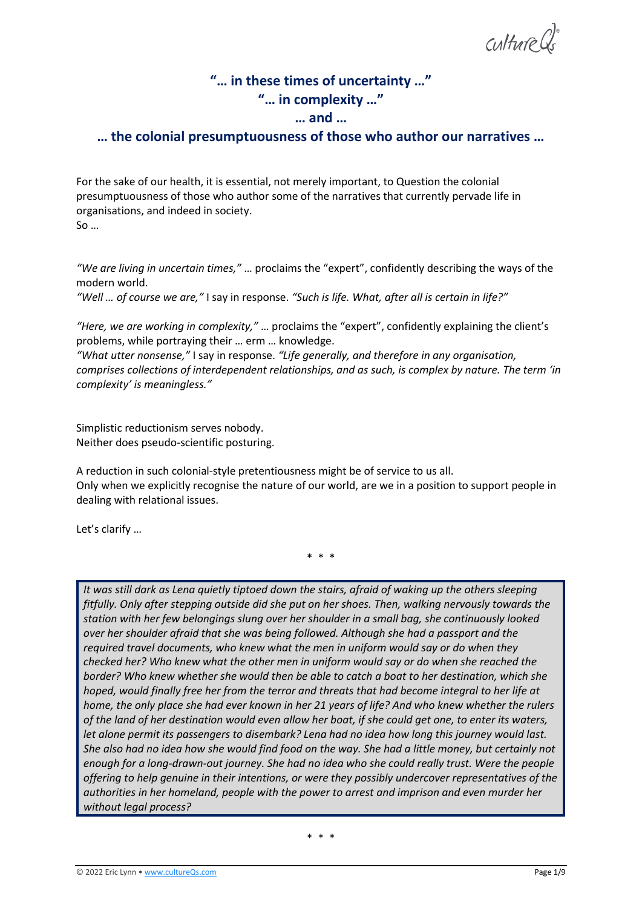# "… in these times of uncertainty …"
# "… in complexity …"
# … and …
# … the colonial presumptuousness of those who author our narratives …

For the sake of our health, it is essential, not merely important, to Question the colonial presumptuousness of those who author some of the narratives that currently pervade life in organisations, and indeed in society.
So …

*"We are living in uncertain times,"* … proclaims the "expert", confidently describing the ways of the modern world.
*"Well … of course we are,"* I say in response. *"Such is life. What, after all is certain in life?"*

*"Here, we are working in complexity,"* … proclaims the "expert", confidently explaining the client's problems, while portraying their … erm … knowledge.
*"What utter nonsense,"* I say in response. *"Life generally, and therefore in any organisation, comprises collections of interdependent relationships, and as such, is complex by nature. The term 'in complexity' is meaningless."*

Simplistic reductionism serves nobody.
Neither does pseudo-scientific posturing.

A reduction in such colonial-style pretentiousness might be of service to us all.
Only when we explicitly recognise the nature of our world, are we in a position to support people in dealing with relational issues.

Let's clarify …

\* \* \*

> *It was still dark as Lena quietly tiptoed down the stairs, afraid of waking up the others sleeping fitfully. Only after stepping outside did she put on her shoes. Then, walking nervously towards the station with her few belongings slung over her shoulder in a small bag, she continuously looked over her shoulder afraid that she was being followed. Although she had a passport and the required travel documents, who knew what the men in uniform would say or do when they checked her? Who knew what the other men in uniform would say or do when she reached the border? Who knew whether she would then be able to catch a boat to her destination, which she hoped, would finally free her from the terror and threats that had become integral to her life at home, the only place she had ever known in her 21 years of life? And who knew whether the rulers of the land of her destination would even allow her boat, if she could get one, to enter its waters, let alone permit its passengers to disembark? Lena had no idea how long this journey would last. She also had no idea how she would find food on the way. She had a little money, but certainly not enough for a long-drawn-out journey. She had no idea who she could really trust. Were the people offering to help genuine in their intentions, or were they possibly undercover representatives of the authorities in her homeland, people with the power to arrest and imprison and even murder her without legal process?*

\* \* \*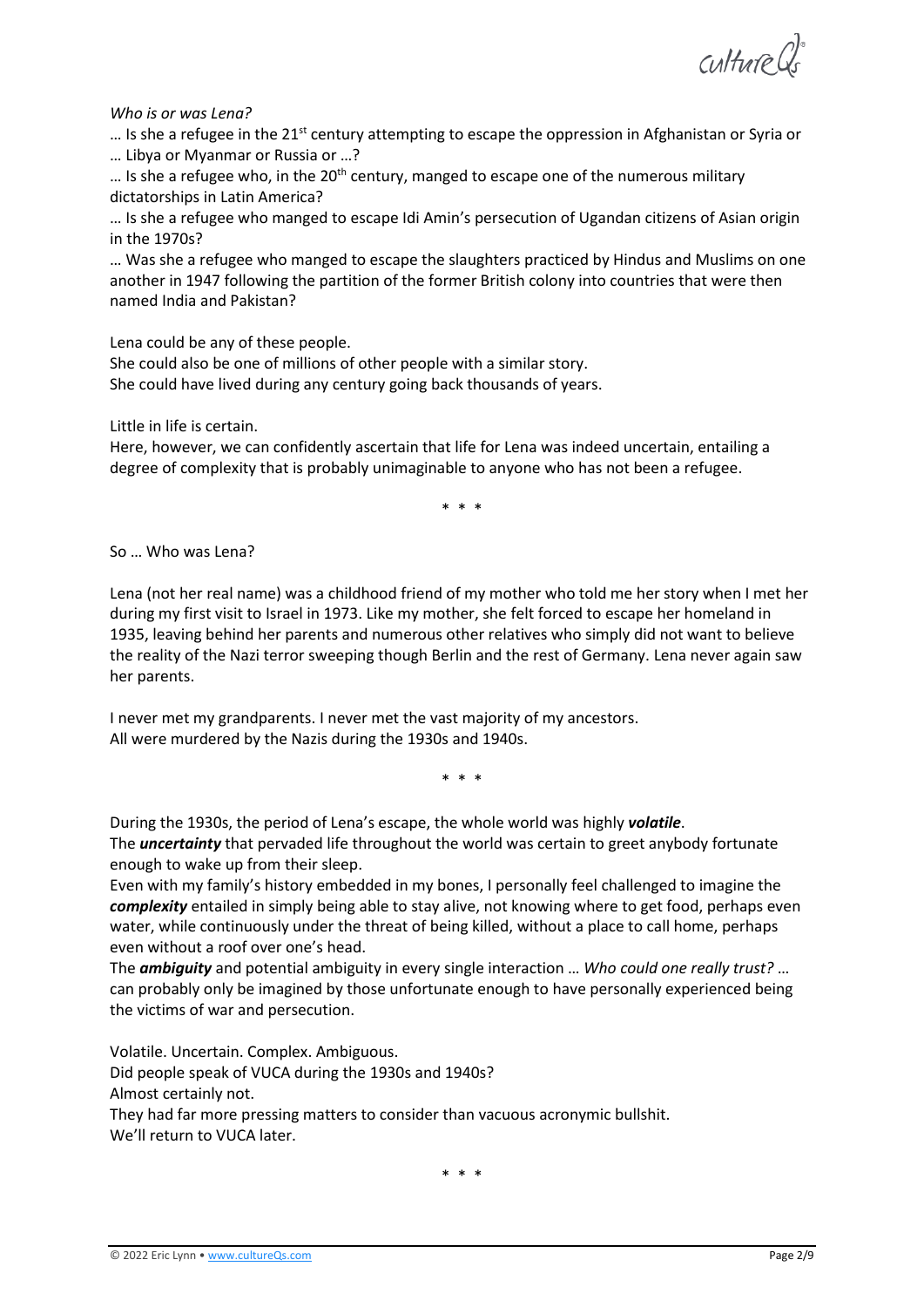*Who is or was Lena?*

… Is she a refugee in the 21st century attempting to escape the oppression in Afghanistan or Syria or … Libya or Myanmar or Russia or …?

… Is she a refugee who, in the 20th century, manged to escape one of the numerous military dictatorships in Latin America?

… Is she a refugee who manged to escape Idi Amin's persecution of Ugandan citizens of Asian origin in the 1970s?

… Was she a refugee who manged to escape the slaughters practiced by Hindus and Muslims on one another in 1947 following the partition of the former British colony into countries that were then named India and Pakistan?

Lena could be any of these people.
She could also be one of millions of other people with a similar story.
She could have lived during any century going back thousands of years.

Little in life is certain.
Here, however, we can confidently ascertain that life for Lena was indeed uncertain, entailing a degree of complexity that is probably unimaginable to anyone who has not been a refugee.

\* \* \*

So … Who was Lena?

Lena (not her real name) was a childhood friend of my mother who told me her story when I met her during my first visit to Israel in 1973. Like my mother, she felt forced to escape her homeland in 1935, leaving behind her parents and numerous other relatives who simply did not want to believe the reality of the Nazi terror sweeping though Berlin and the rest of Germany. Lena never again saw her parents.

I never met my grandparents. I never met the vast majority of my ancestors.
All were murdered by the Nazis during the 1930s and 1940s.

\* \* \*

During the 1930s, the period of Lena's escape, the whole world was highly ***volatile***.
The ***uncertainty*** that pervaded life throughout the world was certain to greet anybody fortunate enough to wake up from their sleep.
Even with my family's history embedded in my bones, I personally feel challenged to imagine the ***complexity*** entailed in simply being able to stay alive, not knowing where to get food, perhaps even water, while continuously under the threat of being killed, without a place to call home, perhaps even without a roof over one's head.
The ***ambiguity*** and potential ambiguity in every single interaction … *Who could one really trust?* … can probably only be imagined by those unfortunate enough to have personally experienced being the victims of war and persecution.

Volatile. Uncertain. Complex. Ambiguous.
Did people speak of VUCA during the 1930s and 1940s?
Almost certainly not.
They had far more pressing matters to consider than vacuous acronymic bullshit.
We'll return to VUCA later.

\* \* \*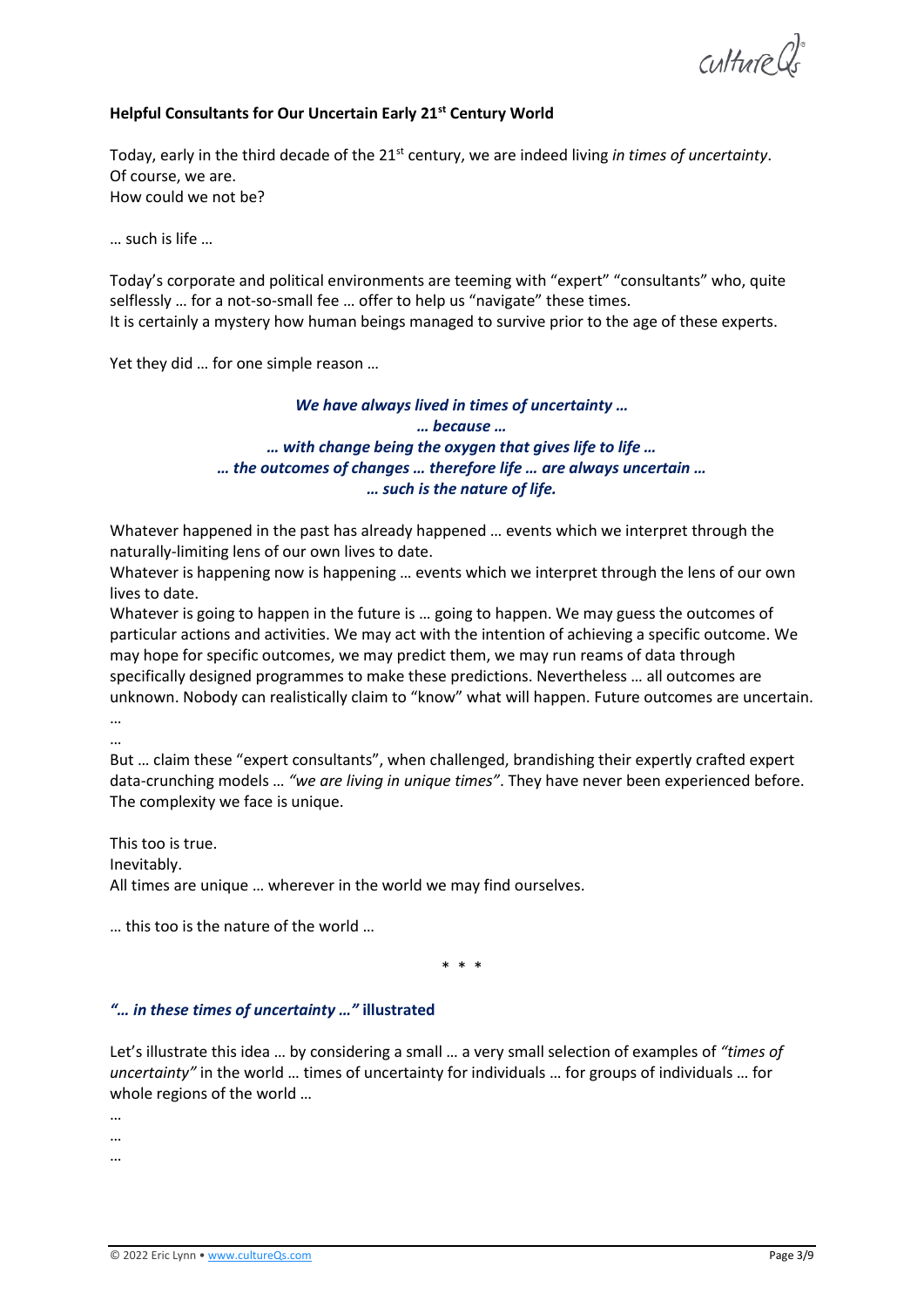**Helpful Consultants for Our Uncertain Early 21st Century World**

Today, early in the third decade of the 21st century, we are indeed living *in times of uncertainty*.
Of course, we are.
How could we not be?

… such is life …

Today's corporate and political environments are teeming with "expert" "consultants" who, quite selflessly … for a not-so-small fee … offer to help us "navigate" these times.
It is certainly a mystery how human beings managed to survive prior to the age of these experts.

Yet they did … for one simple reason …

***We have always lived in times of uncertainty …***
***… because …***
***… with change being the oxygen that gives life to life …***
***… the outcomes of changes … therefore life … are always uncertain …***
***… such is the nature of life.***

Whatever happened in the past has already happened … events which we interpret through the naturally-limiting lens of our own lives to date.
Whatever is happening now is happening … events which we interpret through the lens of our own lives to date.
Whatever is going to happen in the future is … going to happen. We may guess the outcomes of particular actions and activities. We may act with the intention of achieving a specific outcome. We may hope for specific outcomes, we may predict them, we may run reams of data through specifically designed programmes to make these predictions. Nevertheless … all outcomes are unknown. Nobody can realistically claim to "know" what will happen. Future outcomes are uncertain.
…
…
But … claim these "expert consultants", when challenged, brandishing their expertly crafted expert data-crunching models … *"we are living in unique times"*. They have never been experienced before. The complexity we face is unique.

This too is true.
Inevitably.
All times are unique … wherever in the world we may find ourselves.

… this too is the nature of the world …

* * *

***"… in these times of uncertainty …"*** **illustrated**

Let's illustrate this idea … by considering a small … a very small selection of examples of *"times of uncertainty"* in the world … times of uncertainty for individuals … for groups of individuals … for whole regions of the world …
…
…
…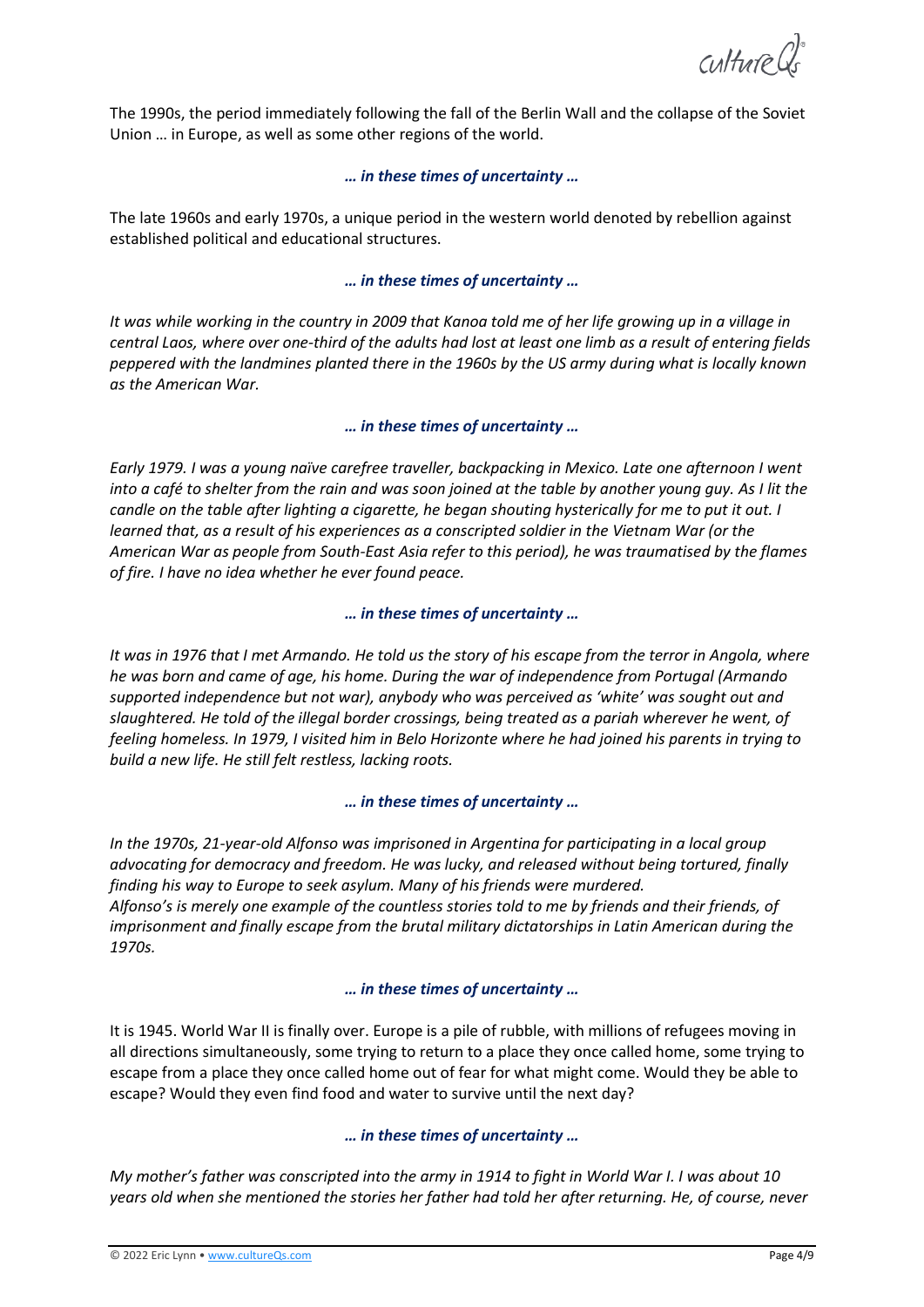The 1990s, the period immediately following the fall of the Berlin Wall and the collapse of the Soviet Union … in Europe, as well as some other regions of the world.

***… in these times of uncertainty …***

The late 1960s and early 1970s, a unique period in the western world denoted by rebellion against established political and educational structures.

***… in these times of uncertainty …***

*It was while working in the country in 2009 that Kanoa told me of her life growing up in a village in central Laos, where over one-third of the adults had lost at least one limb as a result of entering fields peppered with the landmines planted there in the 1960s by the US army during what is locally known as the American War.*

***… in these times of uncertainty …***

*Early 1979. I was a young naïve carefree traveller, backpacking in Mexico. Late one afternoon I went into a café to shelter from the rain and was soon joined at the table by another young guy. As I lit the candle on the table after lighting a cigarette, he began shouting hysterically for me to put it out. I learned that, as a result of his experiences as a conscripted soldier in the Vietnam War (or the American War as people from South-East Asia refer to this period), he was traumatised by the flames of fire. I have no idea whether he ever found peace.*

***… in these times of uncertainty …***

*It was in 1976 that I met Armando. He told us the story of his escape from the terror in Angola, where he was born and came of age, his home. During the war of independence from Portugal (Armando supported independence but not war), anybody who was perceived as 'white' was sought out and slaughtered. He told of the illegal border crossings, being treated as a pariah wherever he went, of feeling homeless. In 1979, I visited him in Belo Horizonte where he had joined his parents in trying to build a new life. He still felt restless, lacking roots.*

***… in these times of uncertainty …***

*In the 1970s, 21-year-old Alfonso was imprisoned in Argentina for participating in a local group advocating for democracy and freedom. He was lucky, and released without being tortured, finally finding his way to Europe to seek asylum. Many of his friends were murdered.*
*Alfonso's is merely one example of the countless stories told to me by friends and their friends, of imprisonment and finally escape from the brutal military dictatorships in Latin American during the 1970s.*

***… in these times of uncertainty …***

It is 1945. World War II is finally over. Europe is a pile of rubble, with millions of refugees moving in all directions simultaneously, some trying to return to a place they once called home, some trying to escape from a place they once called home out of fear for what might come. Would they be able to escape? Would they even find food and water to survive until the next day?

***… in these times of uncertainty …***

*My mother's father was conscripted into the army in 1914 to fight in World War I. I was about 10 years old when she mentioned the stories her father had told her after returning. He, of course, never*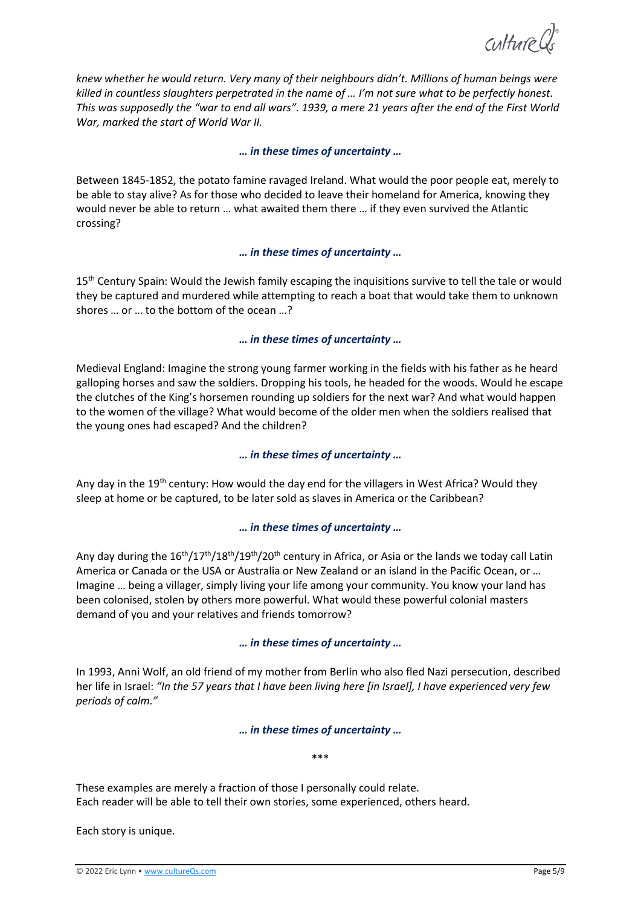*knew whether he would return. Very many of their neighbours didn't. Millions of human beings were killed in countless slaughters perpetrated in the name of … I'm not sure what to be perfectly honest. This was supposedly the "war to end all wars". 1939, a mere 21 years after the end of the First World War, marked the start of World War II.*

***… in these times of uncertainty …***

Between 1845-1852, the potato famine ravaged Ireland. What would the poor people eat, merely to be able to stay alive? As for those who decided to leave their homeland for America, knowing they would never be able to return … what awaited them there … if they even survived the Atlantic crossing?

***… in these times of uncertainty …***

15th Century Spain: Would the Jewish family escaping the inquisitions survive to tell the tale or would they be captured and murdered while attempting to reach a boat that would take them to unknown shores … or … to the bottom of the ocean …?

***… in these times of uncertainty …***

Medieval England: Imagine the strong young farmer working in the fields with his father as he heard galloping horses and saw the soldiers. Dropping his tools, he headed for the woods. Would he escape the clutches of the King's horsemen rounding up soldiers for the next war? And what would happen to the women of the village? What would become of the older men when the soldiers realised that the young ones had escaped? And the children?

***… in these times of uncertainty …***

Any day in the 19th century: How would the day end for the villagers in West Africa? Would they sleep at home or be captured, to be later sold as slaves in America or the Caribbean?

***… in these times of uncertainty …***

Any day during the 16th/17th/18th/19th/20th century in Africa, or Asia or the lands we today call Latin America or Canada or the USA or Australia or New Zealand or an island in the Pacific Ocean, or … Imagine … being a villager, simply living your life among your community. You know your land has been colonised, stolen by others more powerful. What would these powerful colonial masters demand of you and your relatives and friends tomorrow?

***… in these times of uncertainty …***

In 1993, Anni Wolf, an old friend of my mother from Berlin who also fled Nazi persecution, described her life in Israel: *"In the 57 years that I have been living here [in Israel], I have experienced very few periods of calm."*

***… in these times of uncertainty …***

\*\*\*

These examples are merely a fraction of those I personally could relate.
Each reader will be able to tell their own stories, some experienced, others heard.

Each story is unique.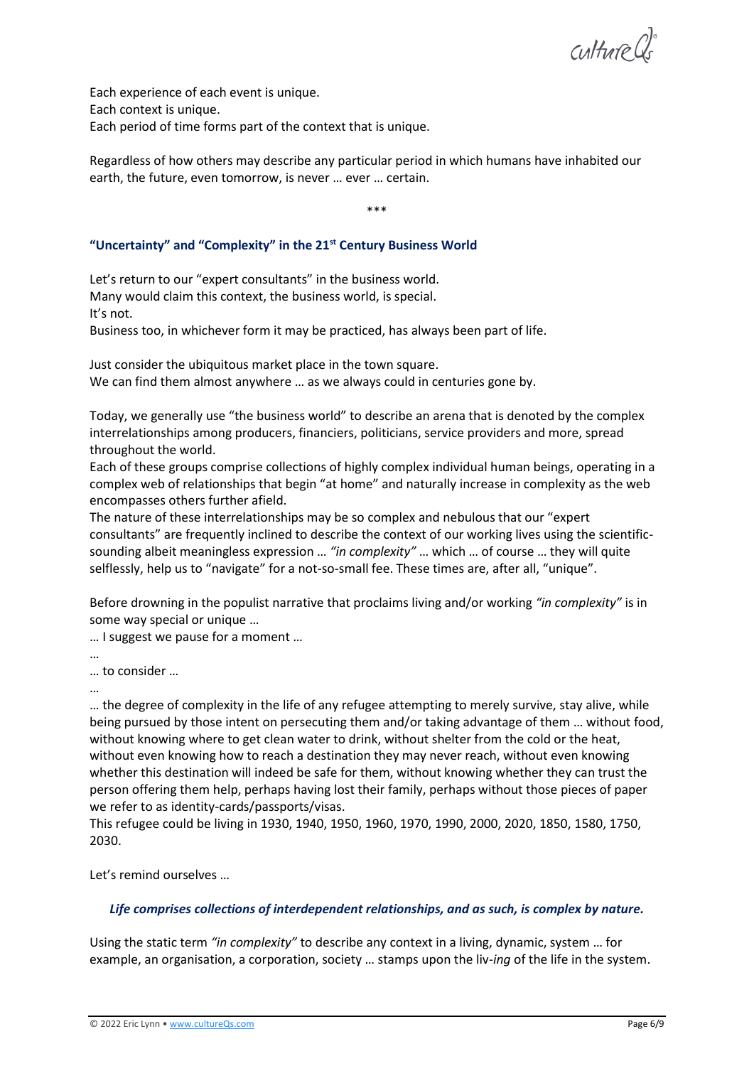Each experience of each event is unique.
Each context is unique.
Each period of time forms part of the context that is unique.

Regardless of how others may describe any particular period in which humans have inhabited our earth, the future, even tomorrow, is never … ever … certain.

***

### "Uncertainty" and "Complexity" in the 21st Century Business World

Let's return to our "expert consultants" in the business world.
Many would claim this context, the business world, is special.
It's not.
Business too, in whichever form it may be practiced, has always been part of life.

Just consider the ubiquitous market place in the town square.
We can find them almost anywhere … as we always could in centuries gone by.

Today, we generally use "the business world" to describe an arena that is denoted by the complex interrelationships among producers, financiers, politicians, service providers and more, spread throughout the world.
Each of these groups comprise collections of highly complex individual human beings, operating in a complex web of relationships that begin "at home" and naturally increase in complexity as the web encompasses others further afield.
The nature of these interrelationships may be so complex and nebulous that our "expert consultants" are frequently inclined to describe the context of our working lives using the scientific-sounding albeit meaningless expression … *"in complexity"* … which … of course … they will quite selflessly, help us to "navigate" for a not-so-small fee. These times are, after all, "unique".

Before drowning in the populist narrative that proclaims living and/or working *"in complexity"* is in some way special or unique …
… I suggest we pause for a moment …
…
… to consider …
…
… the degree of complexity in the life of any refugee attempting to merely survive, stay alive, while being pursued by those intent on persecuting them and/or taking advantage of them … without food, without knowing where to get clean water to drink, without shelter from the cold or the heat, without even knowing how to reach a destination they may never reach, without even knowing whether this destination will indeed be safe for them, without knowing whether they can trust the person offering them help, perhaps having lost their family, perhaps without those pieces of paper we refer to as identity-cards/passports/visas.
This refugee could be living in 1930, 1940, 1950, 1960, 1970, 1990, 2000, 2020, 1850, 1580, 1750, 2030.

Let's remind ourselves …

***Life comprises collections of interdependent relationships, and as such, is complex by nature.***

Using the static term *"in complexity"* to describe any context in a living, dynamic, system … for example, an organisation, a corporation, society … stamps upon the liv-*ing* of the life in the system.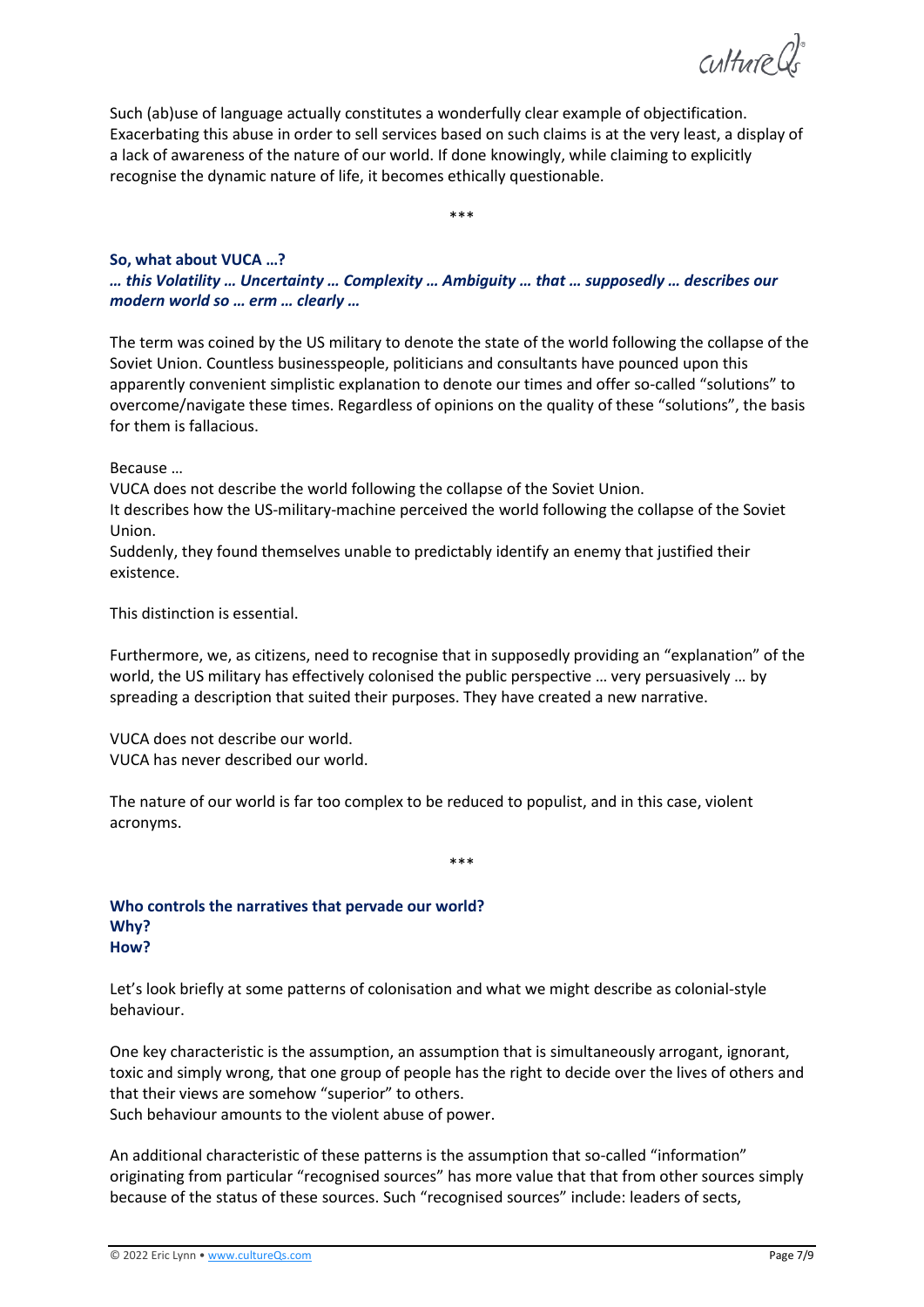Such (ab)use of language actually constitutes a wonderfully clear example of objectification. Exacerbating this abuse in order to sell services based on such claims is at the very least, a display of a lack of awareness of the nature of our world. If done knowingly, while claiming to explicitly recognise the dynamic nature of life, it becomes ethically questionable.

\*\*\*

**So, what about VUCA …?**
***… this Volatility … Uncertainty … Complexity … Ambiguity … that … supposedly … describes our modern world so … erm … clearly …***

The term was coined by the US military to denote the state of the world following the collapse of the Soviet Union. Countless businesspeople, politicians and consultants have pounced upon this apparently convenient simplistic explanation to denote our times and offer so-called "solutions" to overcome/navigate these times. Regardless of opinions on the quality of these "solutions", the basis for them is fallacious.

Because …
VUCA does not describe the world following the collapse of the Soviet Union.
It describes how the US-military-machine perceived the world following the collapse of the Soviet Union.
Suddenly, they found themselves unable to predictably identify an enemy that justified their existence.

This distinction is essential.

Furthermore, we, as citizens, need to recognise that in supposedly providing an "explanation" of the world, the US military has effectively colonised the public perspective … very persuasively … by spreading a description that suited their purposes. They have created a new narrative.

VUCA does not describe our world.
VUCA has never described our world.

The nature of our world is far too complex to be reduced to populist, and in this case, violent acronyms.

\*\*\*

**Who controls the narratives that pervade our world?**
**Why?**
**How?**

Let's look briefly at some patterns of colonisation and what we might describe as colonial-style behaviour.

One key characteristic is the assumption, an assumption that is simultaneously arrogant, ignorant, toxic and simply wrong, that one group of people has the right to decide over the lives of others and that their views are somehow "superior" to others.
Such behaviour amounts to the violent abuse of power.

An additional characteristic of these patterns is the assumption that so-called "information" originating from particular "recognised sources" has more value that that from other sources simply because of the status of these sources. Such "recognised sources" include: leaders of sects,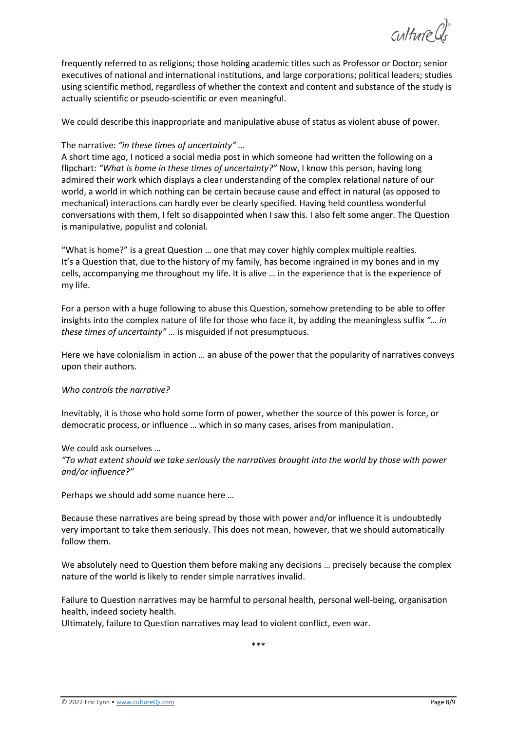frequently referred to as religions; those holding academic titles such as Professor or Doctor; senior executives of national and international institutions, and large corporations; political leaders; studies using scientific method, regardless of whether the context and content and substance of the study is actually scientific or pseudo-scientific or even meaningful.

We could describe this inappropriate and manipulative abuse of status as violent abuse of power.

The narrative: *"in these times of uncertainty" …*
A short time ago, I noticed a social media post in which someone had written the following on a flipchart: *"What is home in these times of uncertainty?"* Now, I know this person, having long admired their work which displays a clear understanding of the complex relational nature of our world, a world in which nothing can be certain because cause and effect in natural (as opposed to mechanical) interactions can hardly ever be clearly specified. Having held countless wonderful conversations with them, I felt so disappointed when I saw this. I also felt some anger. The Question is manipulative, populist and colonial.

"What is home?" is a great Question … one that may cover highly complex multiple realties. It's a Question that, due to the history of my family, has become ingrained in my bones and in my cells, accompanying me throughout my life. It is alive … in the experience that is the experience of my life.

For a person with a huge following to abuse this Question, somehow pretending to be able to offer insights into the complex nature of life for those who face it, by adding the meaningless suffix *"… in these times of uncertainty"* … is misguided if not presumptuous.

Here we have colonialism in action … an abuse of the power that the popularity of narratives conveys upon their authors.

*Who controls the narrative?*

Inevitably, it is those who hold some form of power, whether the source of this power is force, or democratic process, or influence … which in so many cases, arises from manipulation.

We could ask ourselves …
*"To what extent should we take seriously the narratives brought into the world by those with power and/or influence?"*

Perhaps we should add some nuance here …

Because these narratives are being spread by those with power and/or influence it is undoubtedly very important to take them seriously. This does not mean, however, that we should automatically follow them.

We absolutely need to Question them before making any decisions … precisely because the complex nature of the world is likely to render simple narratives invalid.

Failure to Question narratives may be harmful to personal health, personal well-being, organisation health, indeed society health.
Ultimately, failure to Question narratives may lead to violent conflict, even war.

\*\*\*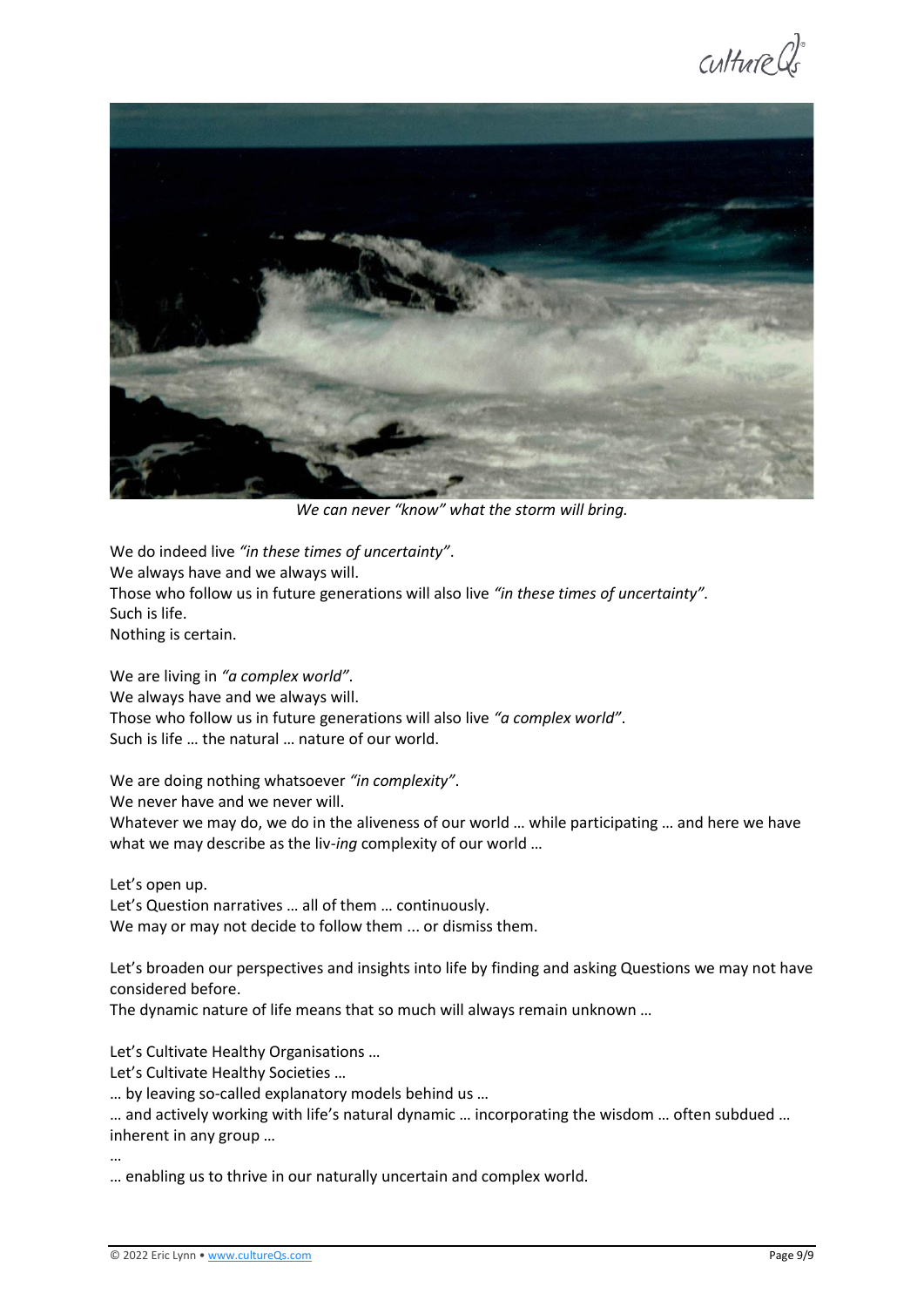*We can never "know" what the storm will bring.*

We do indeed live *"in these times of uncertainty"*.
We always have and we always will.
Those who follow us in future generations will also live *"in these times of uncertainty"*.
Such is life.
Nothing is certain.

We are living in *"a complex world"*.
We always have and we always will.
Those who follow us in future generations will also live *"a complex world"*.
Such is life … the natural … nature of our world.

We are doing nothing whatsoever *"in complexity"*.
We never have and we never will.
Whatever we may do, we do in the aliveness of our world … while participating … and here we have what we may describe as the liv-*ing* complexity of our world …

Let's open up.
Let's Question narratives … all of them … continuously.
We may or may not decide to follow them ... or dismiss them.

Let's broaden our perspectives and insights into life by finding and asking Questions we may not have considered before.
The dynamic nature of life means that so much will always remain unknown …

Let's Cultivate Healthy Organisations …
Let's Cultivate Healthy Societies …
… by leaving so-called explanatory models behind us …
… and actively working with life's natural dynamic … incorporating the wisdom … often subdued … inherent in any group …
…
… enabling us to thrive in our naturally uncertain and complex world.